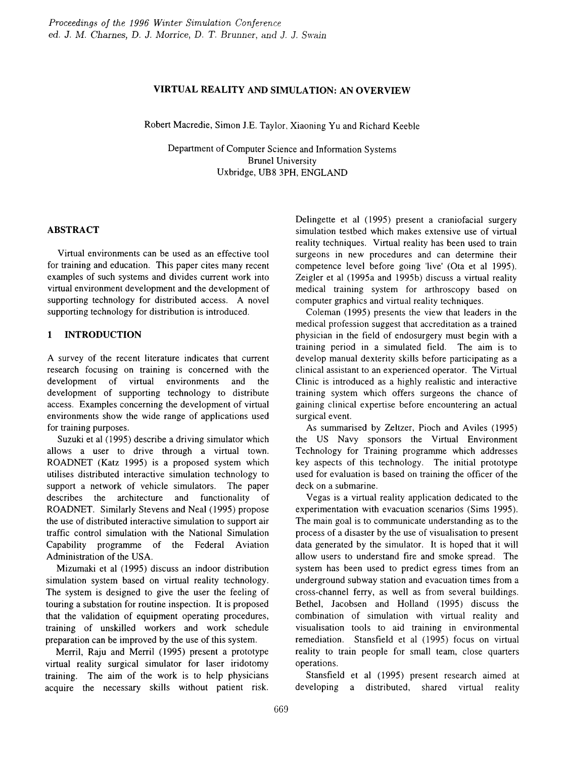# VIRTUAL REALITY AND SIMULATION: AN OVERVIEW

Robert Macredie, Simon J.E. Taylor, Xiaoning Yu and Richard Keeble

Department of Computer Science and Information Systems
Brunel University
Uxbridge, UB8 3PH, ENGLAND

## ABSTRACT

Virtual environments can be used as an effective tool for training and education. This paper cites many recent examples of such systems and divides current work into virtual environment development and the development of supporting technology for distributed access. A novel supporting technology for distribution is introduced.

## 1 INTRODUCTION

A survey of the recent literature indicates that current research focusing on training is concerned with the development of virtual environments and the development of supporting technology to distribute access. Examples concerning the development of virtual environments show the wide range of applications used for training purposes.

Suzuki et al (1995) describe a driving simulator which allows a user to drive through a virtual town. ROADNET (Katz 1995) is a proposed system which utilises distributed interactive simulation technology to support a network of vehicle simulators. The paper describes the architecture and functionality of ROADNET. Similarly Stevens and Neal (1995) propose the use of distributed interactive simulation to support air traffic control simulation with the National Simulation Capability programme of the Federal Aviation Administration of the USA.

Mizumaki et al (1995) discuss an indoor distribution simulation system based on virtual reality technology. The system is designed to give the user the feeling of touring a substation for routine inspection. It is proposed that the validation of equipment operating procedures, training of unskilled workers and work schedule preparation can be improved by the use of this system.

Merril, Raju and Merril (1995) present a prototype virtual reality surgical simulator for laser iridotomy training. The aim of the work is to help physicians acquire the necessary skills without patient risk. Delingette et al (1995) present a craniofacial surgery simulation testbed which makes extensive use of virtual reality techniques. Virtual reality has been used to train surgeons in new procedures and can determine their competence level before going 'live' (Ota et al 1995). Zeigler et al (1995a and 1995b) discuss a virtual reality medical training system for arthroscopy based on computer graphics and virtual reality techniques.

Coleman (1995) presents the view that leaders in the medical profession suggest that accreditation as a trained physician in the field of endosurgery must begin with a training period in a simulated field. The aim is to develop manual dexterity skills before participating as a clinical assistant to an experienced operator. The Virtual Clinic is introduced as a highly realistic and interactive training system which offers surgeons the chance of gaining clinical expertise before encountering an actual surgical event.

As summarised by Zeltzer, Pioch and Aviles (1995) the US Navy sponsors the Virtual Environment Technology for Training programme which addresses key aspects of this technology. The initial prototype used for evaluation is based on training the officer of the deck on a submarine.

Vegas is a virtual reality application dedicated to the experimentation with evacuation scenarios (Sims 1995). The main goal is to communicate understanding as to the process of a disaster by the use of visualisation to present data generated by the simulator. It is hoped that it will allow users to understand fire and smoke spread. The system has been used to predict egress times from an underground subway station and evacuation times from a cross-channel ferry, as well as from several buildings. Bethel, Jacobsen and Holland (1995) discuss the combination of simulation with virtual reality and visualisation tools to aid training in environmental remediation. Stansfield et al (1995) focus on virtual reality to train people for small team, close quarters operations.

Stansfield et al (1995) present research aimed at developing a distributed, shared virtual reality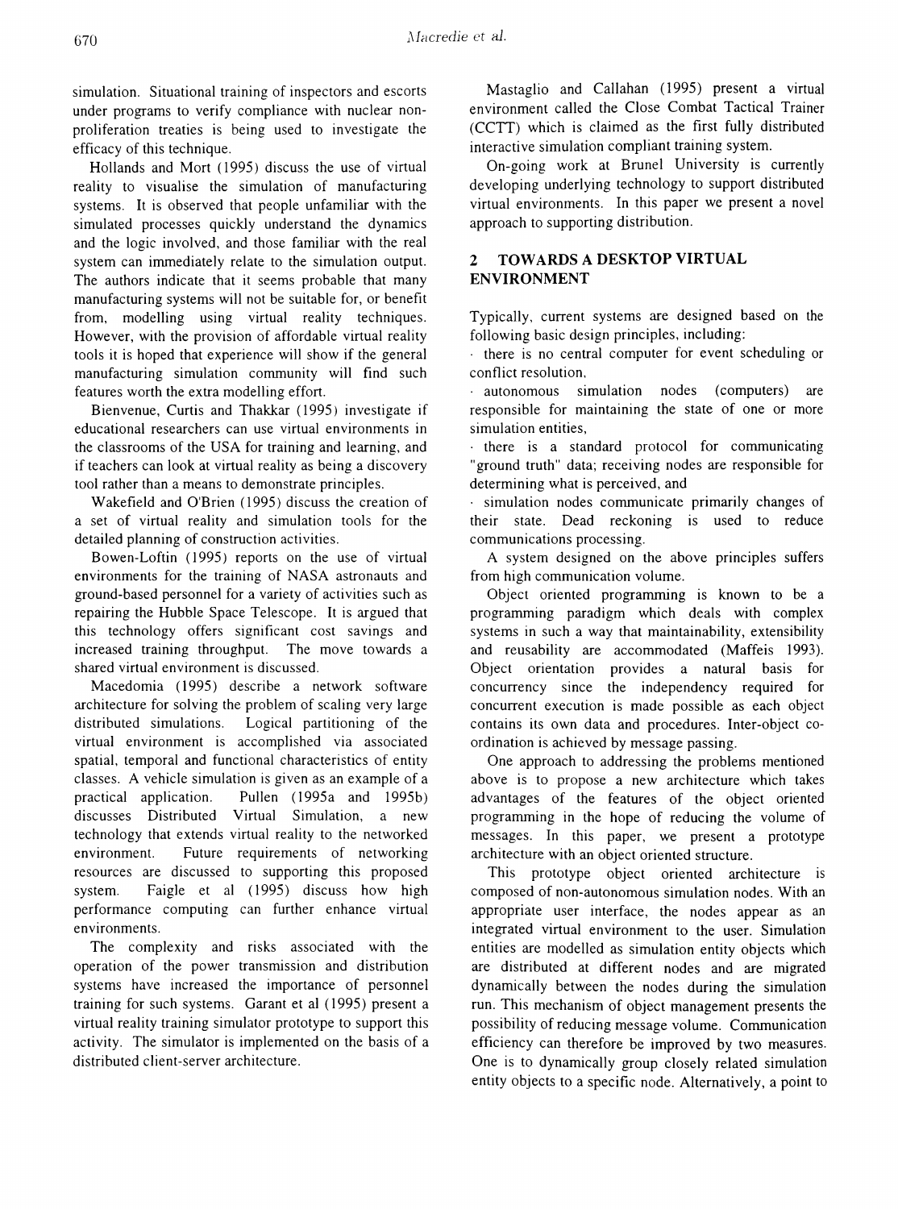simulation. Situational training of inspectors and escorts under programs to verify compliance with nuclear non-proliferation treaties is being used to investigate the efficacy of this technique.

Hollands and Mort (1995) discuss the use of virtual reality to visualise the simulation of manufacturing systems. It is observed that people unfamiliar with the simulated processes quickly understand the dynamics and the logic involved, and those familiar with the real system can immediately relate to the simulation output. The authors indicate that it seems probable that many manufacturing systems will not be suitable for, or benefit from, modelling using virtual reality techniques. However, with the provision of affordable virtual reality tools it is hoped that experience will show if the general manufacturing simulation community will find such features worth the extra modelling effort.

Bienvenue, Curtis and Thakkar (1995) investigate if educational researchers can use virtual environments in the classrooms of the USA for training and learning, and if teachers can look at virtual reality as being a discovery tool rather than a means to demonstrate principles.

Wakefield and O'Brien (1995) discuss the creation of a set of virtual reality and simulation tools for the detailed planning of construction activities.

Bowen-Loftin (1995) reports on the use of virtual environments for the training of NASA astronauts and ground-based personnel for a variety of activities such as repairing the Hubble Space Telescope. It is argued that this technology offers significant cost savings and increased training throughput. The move towards a shared virtual environment is discussed.

Macedomia (1995) describe a network software architecture for solving the problem of scaling very large distributed simulations. Logical partitioning of the virtual environment is accomplished via associated spatial, temporal and functional characteristics of entity classes. A vehicle simulation is given as an example of a practical application. Pullen (1995a and 1995b) discusses Distributed Virtual Simulation, a new technology that extends virtual reality to the networked environment. Future requirements of networking resources are discussed to supporting this proposed system. Faigle et al (1995) discuss how high performance computing can further enhance virtual environments.

The complexity and risks associated with the operation of the power transmission and distribution systems have increased the importance of personnel training for such systems. Garant et al (1995) present a virtual reality training simulator prototype to support this activity. The simulator is implemented on the basis of a distributed client-server architecture.

Mastaglio and Callahan (1995) present a virtual environment called the Close Combat Tactical Trainer (CCTT) which is claimed as the first fully distributed interactive simulation compliant training system.

On-going work at Brunel University is currently developing underlying technology to support distributed virtual environments. In this paper we present a novel approach to supporting distribution.

## 2 TOWARDS A DESKTOP VIRTUAL ENVIRONMENT

Typically, current systems are designed based on the following basic design principles, including:

- there is no central computer for event scheduling or conflict resolution,
- autonomous simulation nodes (computers) are responsible for maintaining the state of one or more simulation entities,
- there is a standard protocol for communicating "ground truth" data; receiving nodes are responsible for determining what is perceived, and
- simulation nodes communicate primarily changes of their state. Dead reckoning is used to reduce communications processing.

A system designed on the above principles suffers from high communication volume.

Object oriented programming is known to be a programming paradigm which deals with complex systems in such a way that maintainability, extensibility and reusability are accommodated (Maffeis 1993). Object orientation provides a natural basis for concurrency since the independency required for concurrent execution is made possible as each object contains its own data and procedures. Inter-object co-ordination is achieved by message passing.

One approach to addressing the problems mentioned above is to propose a new architecture which takes advantages of the features of the object oriented programming in the hope of reducing the volume of messages. In this paper, we present a prototype architecture with an object oriented structure.

This prototype object oriented architecture is composed of non-autonomous simulation nodes. With an appropriate user interface, the nodes appear as an integrated virtual environment to the user. Simulation entities are modelled as simulation entity objects which are distributed at different nodes and are migrated dynamically between the nodes during the simulation run. This mechanism of object management presents the possibility of reducing message volume. Communication efficiency can therefore be improved by two measures. One is to dynamically group closely related simulation entity objects to a specific node. Alternatively, a point to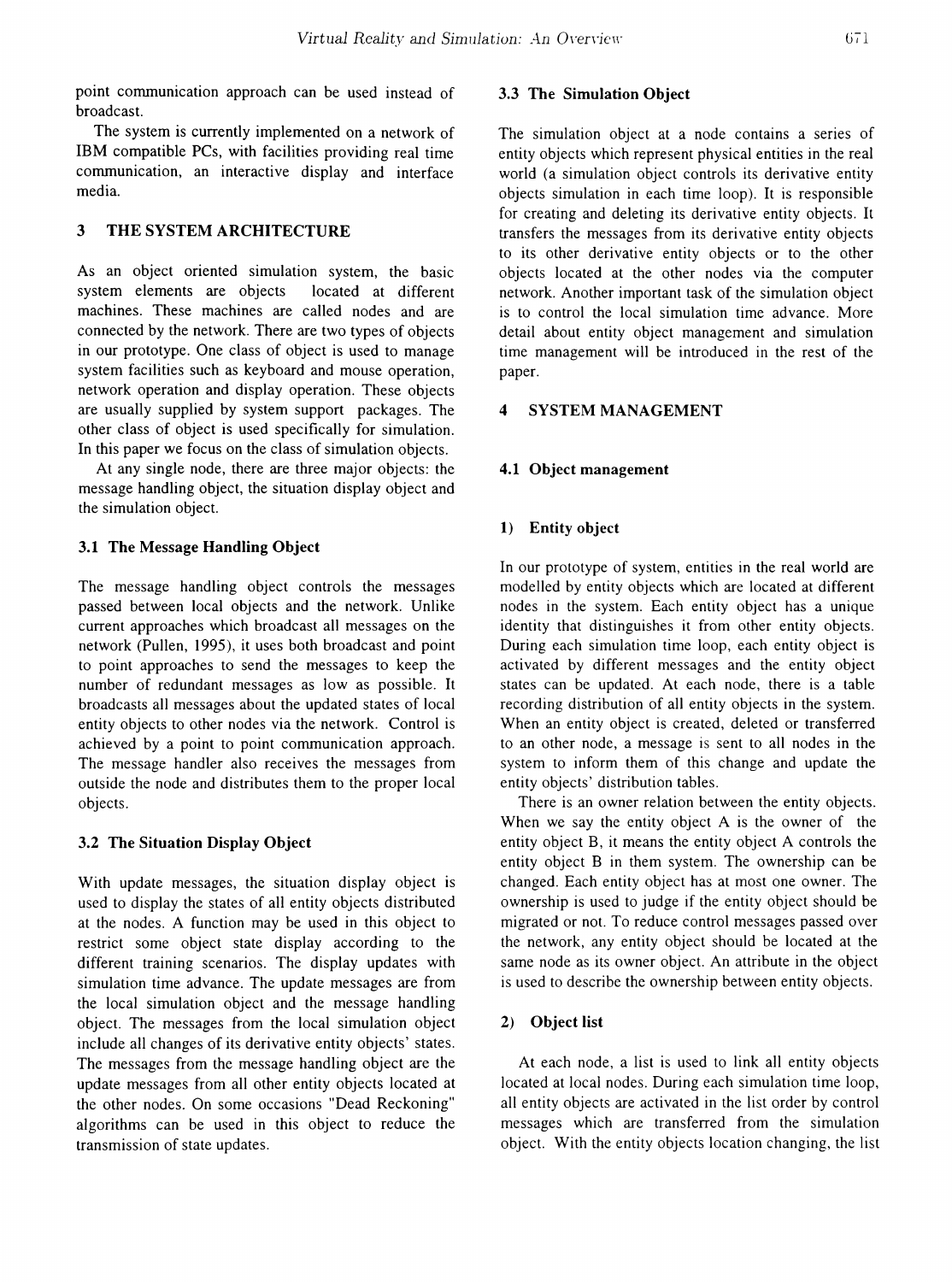point communication approach can be used instead of broadcast.

The system is currently implemented on a network of IBM compatible PCs, with facilities providing real time communication, an interactive display and interface media.

## 3 THE SYSTEM ARCHITECTURE

As an object oriented simulation system, the basic system elements are objects located at different machines. These machines are called nodes and are connected by the network. There are two types of objects in our prototype. One class of object is used to manage system facilities such as keyboard and mouse operation, network operation and display operation. These objects are usually supplied by system support packages. The other class of object is used specifically for simulation. In this paper we focus on the class of simulation objects.

At any single node, there are three major objects: the message handling object, the situation display object and the simulation object.

### 3.1 The Message Handling Object

The message handling object controls the messages passed between local objects and the network. Unlike current approaches which broadcast all messages on the network (Pullen, 1995), it uses both broadcast and point to point approaches to send the messages to keep the number of redundant messages as low as possible. It broadcasts all messages about the updated states of local entity objects to other nodes via the network. Control is achieved by a point to point communication approach. The message handler also receives the messages from outside the node and distributes them to the proper local objects.

### 3.2 The Situation Display Object

With update messages, the situation display object is used to display the states of all entity objects distributed at the nodes. A function may be used in this object to restrict some object state display according to the different training scenarios. The display updates with simulation time advance. The update messages are from the local simulation object and the message handling object. The messages from the local simulation object include all changes of its derivative entity objects' states. The messages from the message handling object are the update messages from all other entity objects located at the other nodes. On some occasions "Dead Reckoning" algorithms can be used in this object to reduce the transmission of state updates.

### 3.3 The Simulation Object

The simulation object at a node contains a series of entity objects which represent physical entities in the real world (a simulation object controls its derivative entity objects simulation in each time loop). It is responsible for creating and deleting its derivative entity objects. It transfers the messages from its derivative entity objects to its other derivative entity objects or to the other objects located at the other nodes via the computer network. Another important task of the simulation object is to control the local simulation time advance. More detail about entity object management and simulation time management will be introduced in the rest of the paper.

## 4 SYSTEM MANAGEMENT

### 4.1 Object management

#### 1) Entity object

In our prototype of system, entities in the real world are modelled by entity objects which are located at different nodes in the system. Each entity object has a unique identity that distinguishes it from other entity objects. During each simulation time loop, each entity object is activated by different messages and the entity object states can be updated. At each node, there is a table recording distribution of all entity objects in the system. When an entity object is created, deleted or transferred to an other node, a message is sent to all nodes in the system to inform them of this change and update the entity objects' distribution tables.

There is an owner relation between the entity objects. When we say the entity object A is the owner of the entity object B, it means the entity object A controls the entity object B in them system. The ownership can be changed. Each entity object has at most one owner. The ownership is used to judge if the entity object should be migrated or not. To reduce control messages passed over the network, any entity object should be located at the same node as its owner object. An attribute in the object is used to describe the ownership between entity objects.

#### 2) Object list

At each node, a list is used to link all entity objects located at local nodes. During each simulation time loop, all entity objects are activated in the list order by control messages which are transferred from the simulation object. With the entity objects location changing, the list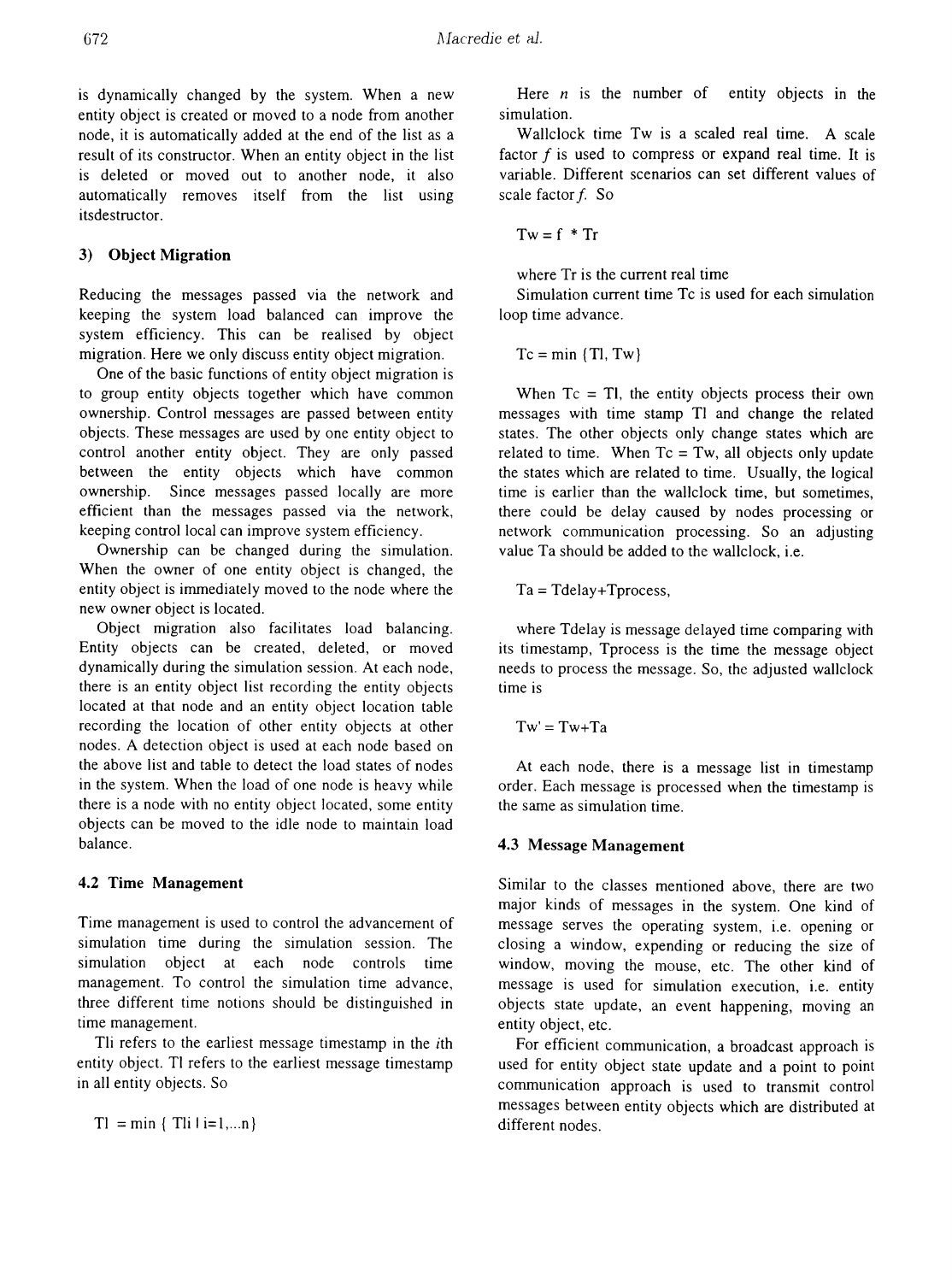is dynamically changed by the system. When a new entity object is created or moved to a node from another node, it is automatically added at the end of the list as a result of its constructor. When an entity object in the list is deleted or moved out to another node, it also automatically removes itself from the list using itsdestructor.

### 3) Object Migration

Reducing the messages passed via the network and keeping the system load balanced can improve the system efficiency. This can be realised by object migration. Here we only discuss entity object migration.

One of the basic functions of entity object migration is to group entity objects together which have common ownership. Control messages are passed between entity objects. These messages are used by one entity object to control another entity object. They are only passed between the entity objects which have common ownership. Since messages passed locally are more efficient than the messages passed via the network, keeping control local can improve system efficiency.

Ownership can be changed during the simulation. When the owner of one entity object is changed, the entity object is immediately moved to the node where the new owner object is located.

Object migration also facilitates load balancing. Entity objects can be created, deleted, or moved dynamically during the simulation session. At each node, there is an entity object list recording the entity objects located at that node and an entity object location table recording the location of other entity objects at other nodes. A detection object is used at each node based on the above list and table to detect the load states of nodes in the system. When the load of one node is heavy while there is a node with no entity object located, some entity objects can be moved to the idle node to maintain load balance.

## 4.2 Time Management

Time management is used to control the advancement of simulation time during the simulation session. The simulation object at each node controls time management. To control the simulation time advance, three different time notions should be distinguished in time management.

Tli refers to the earliest message timestamp in the *i*th entity object. Tl refers to the earliest message timestamp in all entity objects. So

$$Tl = \min \{ Tli \mid i=1,\ldots n \}$$

Here $n$ is the number of entity objects in the simulation.

Wallclock time Tw is a scaled real time. A scale factor $f$ is used to compress or expand real time. It is variable. Different scenarios can set different values of scale factor $f$. So

$$Tw = f * Tr$$

where Tr is the current real time

Simulation current time Tc is used for each simulation loop time advance.

$$Tc = \min \{Tl, Tw\}$$

When Tc = Tl, the entity objects process their own messages with time stamp Tl and change the related states. The other objects only change states which are related to time. When Tc = Tw, all objects only update the states which are related to time. Usually, the logical time is earlier than the wallclock time, but sometimes, there could be delay caused by nodes processing or network communication processing. So an adjusting value Ta should be added to the wallclock, i.e.

$$Ta = Tdelay+Tprocess,$$

where Tdelay is message delayed time comparing with its timestamp, Tprocess is the time the message object needs to process the message. So, the adjusted wallclock time is

$$Tw' = Tw+Ta$$

At each node, there is a message list in timestamp order. Each message is processed when the timestamp is the same as simulation time.

## 4.3 Message Management

Similar to the classes mentioned above, there are two major kinds of messages in the system. One kind of message serves the operating system, i.e. opening or closing a window, expending or reducing the size of window, moving the mouse, etc. The other kind of message is used for simulation execution, i.e. entity objects state update, an event happening, moving an entity object, etc.

For efficient communication, a broadcast approach is used for entity object state update and a point to point communication approach is used to transmit control messages between entity objects which are distributed at different nodes.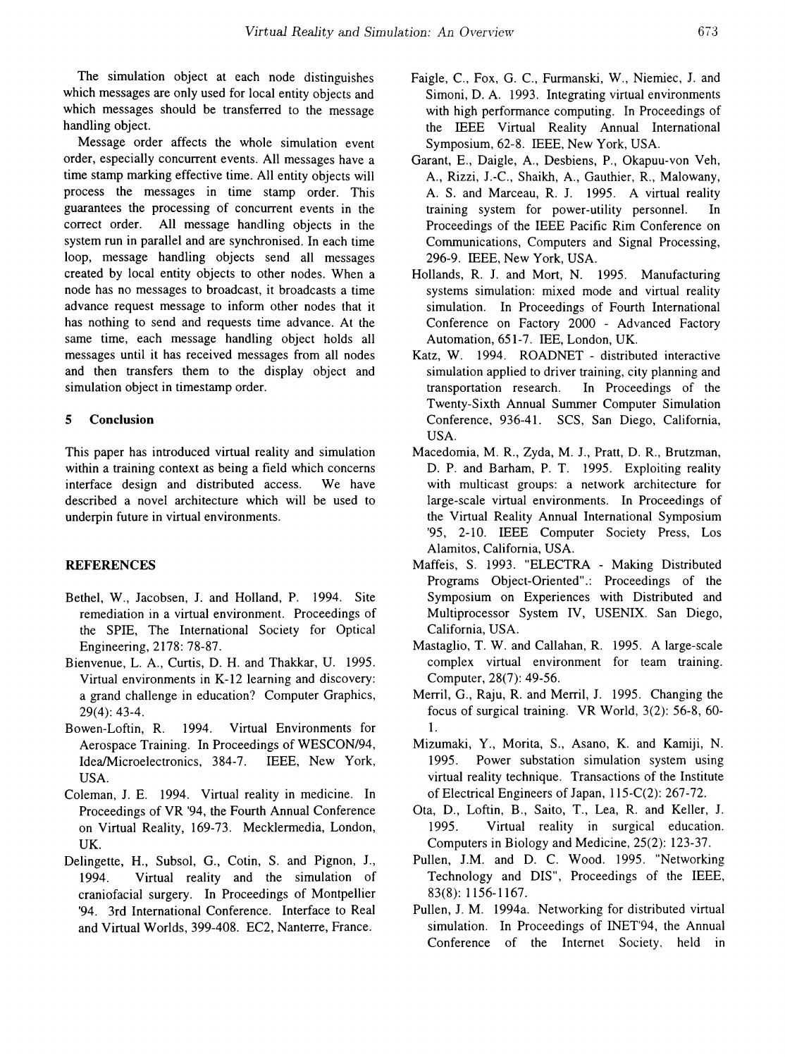The simulation object at each node distinguishes which messages are only used for local entity objects and which messages should be transferred to the message handling object.

Message order affects the whole simulation event order, especially concurrent events. All messages have a time stamp marking effective time. All entity objects will process the messages in time stamp order. This guarantees the processing of concurrent events in the correct order. All message handling objects in the system run in parallel and are synchronised. In each time loop, message handling objects send all messages created by local entity objects to other nodes. When a node has no messages to broadcast, it broadcasts a time advance request message to inform other nodes that it has nothing to send and requests time advance. At the same time, each message handling object holds all messages until it has received messages from all nodes and then transfers them to the display object and simulation object in timestamp order.

## 5 Conclusion

This paper has introduced virtual reality and simulation within a training context as being a field which concerns interface design and distributed access. We have described a novel architecture which will be used to underpin future in virtual environments.

## REFERENCES

Bethel, W., Jacobsen, J. and Holland, P. 1994. Site remediation in a virtual environment. Proceedings of the SPIE, The International Society for Optical Engineering, 2178: 78-87.

Bienvenue, L. A., Curtis, D. H. and Thakkar, U. 1995. Virtual environments in K-12 learning and discovery: a grand challenge in education? Computer Graphics, 29(4): 43-4.

Bowen-Loftin, R. 1994. Virtual Environments for Aerospace Training. In Proceedings of WESCON/94, Idea/Microelectronics, 384-7. IEEE, New York, USA.

Coleman, J. E. 1994. Virtual reality in medicine. In Proceedings of VR '94, the Fourth Annual Conference on Virtual Reality, 169-73. Mecklermedia, London, UK.

Delingette, H., Subsol, G., Cotin, S. and Pignon, J., 1994. Virtual reality and the simulation of craniofacial surgery. In Proceedings of Montpellier '94. 3rd International Conference. Interface to Real and Virtual Worlds, 399-408. EC2, Nanterre, France.

Faigle, C., Fox, G. C., Furmanski, W., Niemiec, J. and Simoni, D. A. 1993. Integrating virtual environments with high performance computing. In Proceedings of the IEEE Virtual Reality Annual International Symposium, 62-8. IEEE, New York, USA.

Garant, E., Daigle, A., Desbiens, P., Okapuu-von Veh, A., Rizzi, J.-C., Shaikh, A., Gauthier, R., Malowany, A. S. and Marceau, R. J. 1995. A virtual reality training system for power-utility personnel. In Proceedings of the IEEE Pacific Rim Conference on Communications, Computers and Signal Processing, 296-9. IEEE, New York, USA.

Hollands, R. J. and Mort, N. 1995. Manufacturing systems simulation: mixed mode and virtual reality simulation. In Proceedings of Fourth International Conference on Factory 2000 - Advanced Factory Automation, 651-7. IEE, London, UK.

Katz, W. 1994. ROADNET - distributed interactive simulation applied to driver training, city planning and transportation research. In Proceedings of the Twenty-Sixth Annual Summer Computer Simulation Conference, 936-41. SCS, San Diego, California, USA.

Macedomia, M. R., Zyda, M. J., Pratt, D. R., Brutzman, D. P. and Barham, P. T. 1995. Exploiting reality with multicast groups: a network architecture for large-scale virtual environments. In Proceedings of the Virtual Reality Annual International Symposium '95, 2-10. IEEE Computer Society Press, Los Alamitos, California, USA.

Maffeis, S. 1993. "ELECTRA - Making Distributed Programs Object-Oriented".: Proceedings of the Symposium on Experiences with Distributed and Multiprocessor System IV, USENIX. San Diego, California, USA.

Mastaglio, T. W. and Callahan, R. 1995. A large-scale complex virtual environment for team training. Computer, 28(7): 49-56.

Merril, G., Raju, R. and Merril, J. 1995. Changing the focus of surgical training. VR World, 3(2): 56-8, 60-1.

Mizumaki, Y., Morita, S., Asano, K. and Kamiji, N. 1995. Power substation simulation system using virtual reality technique. Transactions of the Institute of Electrical Engineers of Japan, 115-C(2): 267-72.

Ota, D., Loftin, B., Saito, T., Lea, R. and Keller, J. 1995. Virtual reality in surgical education. Computers in Biology and Medicine, 25(2): 123-37.

Pullen, J.M. and D. C. Wood. 1995. "Networking Technology and DIS", Proceedings of the IEEE, 83(8): 1156-1167.

Pullen, J. M. 1994a. Networking for distributed virtual simulation. In Proceedings of INET'94, the Annual Conference of the Internet Society, held in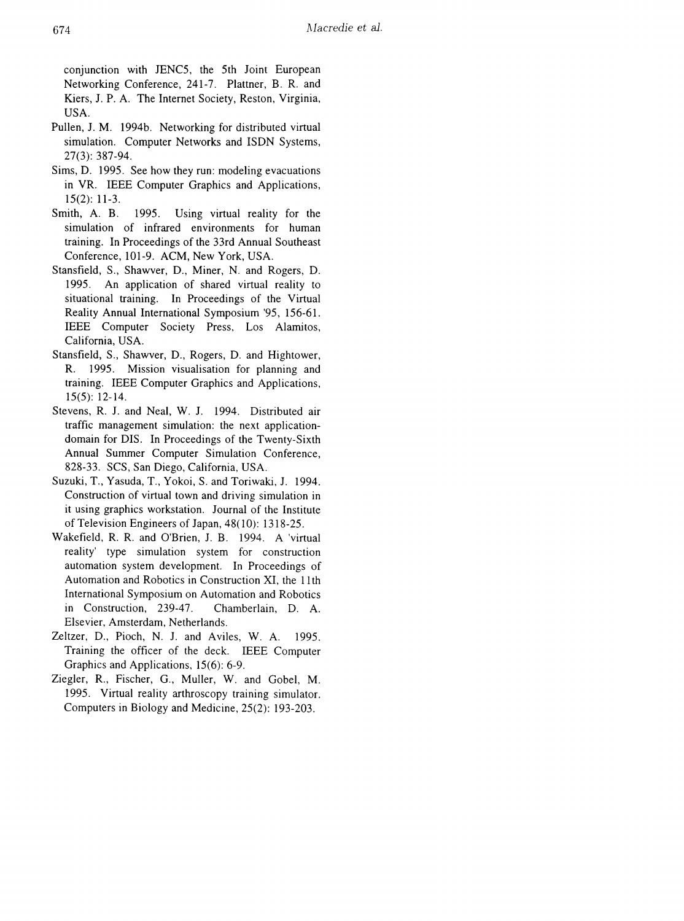conjunction with JENC5, the 5th Joint European Networking Conference, 241-7. Plattner, B. R. and Kiers, J. P. A. The Internet Society, Reston, Virginia, USA.

Pullen, J. M. 1994b. Networking for distributed virtual simulation. Computer Networks and ISDN Systems, 27(3): 387-94.

Sims, D. 1995. See how they run: modeling evacuations in VR. IEEE Computer Graphics and Applications, 15(2): 11-3.

Smith, A. B. 1995. Using virtual reality for the simulation of infrared environments for human training. In Proceedings of the 33rd Annual Southeast Conference, 101-9. ACM, New York, USA.

Stansfield, S., Shawver, D., Miner, N. and Rogers, D. 1995. An application of shared virtual reality to situational training. In Proceedings of the Virtual Reality Annual International Symposium '95, 156-61. IEEE Computer Society Press, Los Alamitos, California, USA.

Stansfield, S., Shawver, D., Rogers, D. and Hightower, R. 1995. Mission visualisation for planning and training. IEEE Computer Graphics and Applications, 15(5): 12-14.

Stevens, R. J. and Neal, W. J. 1994. Distributed air traffic management simulation: the next application-domain for DIS. In Proceedings of the Twenty-Sixth Annual Summer Computer Simulation Conference, 828-33. SCS, San Diego, California, USA.

Suzuki, T., Yasuda, T., Yokoi, S. and Toriwaki, J. 1994. Construction of virtual town and driving simulation in it using graphics workstation. Journal of the Institute of Television Engineers of Japan, 48(10): 1318-25.

Wakefield, R. R. and O'Brien, J. B. 1994. A 'virtual reality' type simulation system for construction automation system development. In Proceedings of Automation and Robotics in Construction XI, the 11th International Symposium on Automation and Robotics in Construction, 239-47. Chamberlain, D. A. Elsevier, Amsterdam, Netherlands.

Zeltzer, D., Pioch, N. J. and Aviles, W. A. 1995. Training the officer of the deck. IEEE Computer Graphics and Applications, 15(6): 6-9.

Ziegler, R., Fischer, G., Muller, W. and Gobel, M. 1995. Virtual reality arthroscopy training simulator. Computers in Biology and Medicine, 25(2): 193-203.